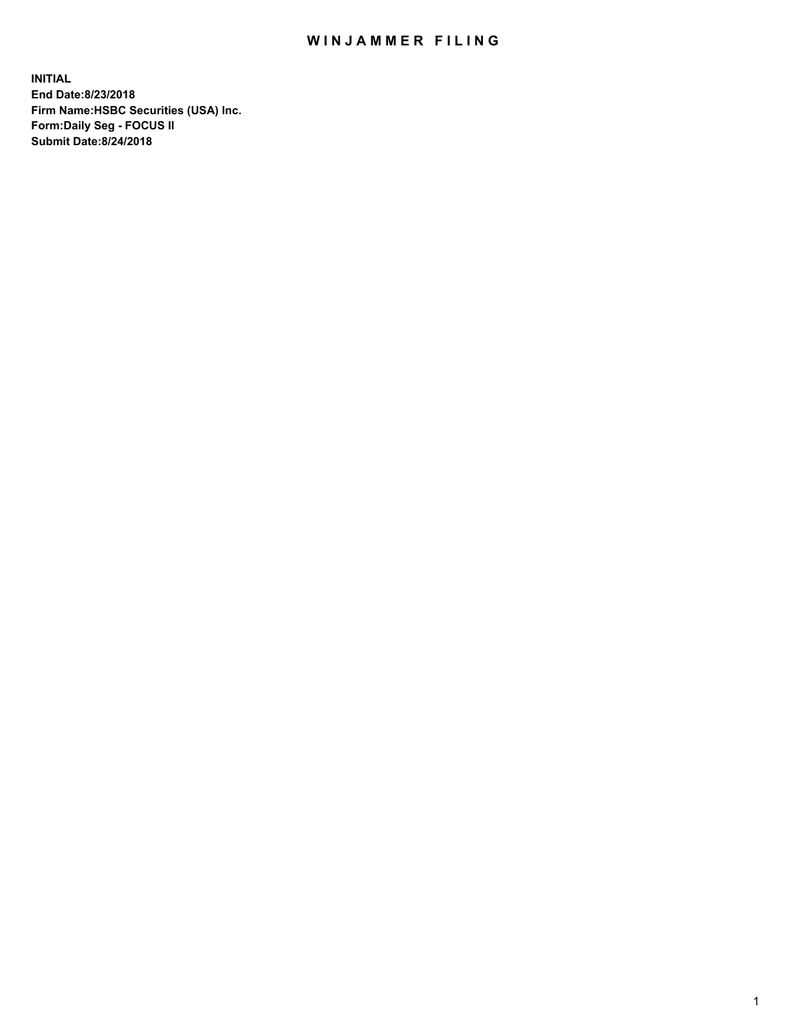# WINJAMMER FILING

**INITIAL**
**End Date:8/23/2018**
**Firm Name:HSBC Securities (USA) Inc.**
**Form:Daily Seg - FOCUS II**
**Submit Date:8/24/2018**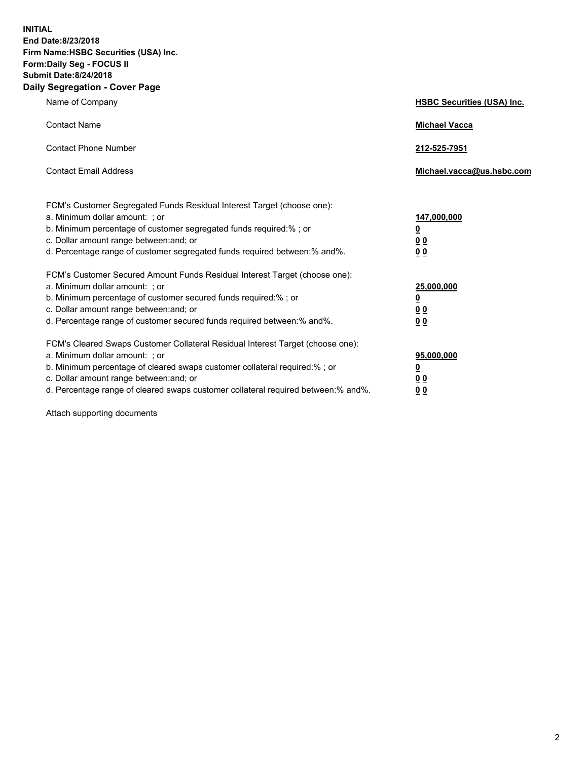**INITIAL**
**End Date:8/23/2018**
**Firm Name:HSBC Securities (USA) Inc.**
**Form:Daily Seg - FOCUS II**
**Submit Date:8/24/2018**

## Daily Segregation - Cover Page

| | |
|---|---|
| Name of Company | **HSBC Securities (USA) Inc.** |
| Contact Name | **Michael Vacca** |
| Contact Phone Number | **212-525-7951** |
| Contact Email Address | **Michael.vacca@us.hsbc.com** |

FCM's Customer Segregated Funds Residual Interest Target (choose one):

| | |
|---|---|
| a. Minimum dollar amount: ; or | **147,000,000** |
| b. Minimum percentage of customer segregated funds required:% ; or | **0** |
| c. Dollar amount range between:and; or | **0 0** |
| d. Percentage range of customer segregated funds required between:% and%. | **0 0** |

FCM's Customer Secured Amount Funds Residual Interest Target (choose one):

| | |
|---|---|
| a. Minimum dollar amount: ; or | **25,000,000** |
| b. Minimum percentage of customer secured funds required:% ; or | **0** |
| c. Dollar amount range between:and; or | **0 0** |
| d. Percentage range of customer secured funds required between:% and%. | **0 0** |

FCM's Cleared Swaps Customer Collateral Residual Interest Target (choose one):

| | |
|---|---|
| a. Minimum dollar amount: ; or | **95,000,000** |
| b. Minimum percentage of cleared swaps customer collateral required:% ; or | **0** |
| c. Dollar amount range between:and; or | **0 0** |
| d. Percentage range of cleared swaps customer collateral required between:% and%. | **0 0** |

Attach supporting documents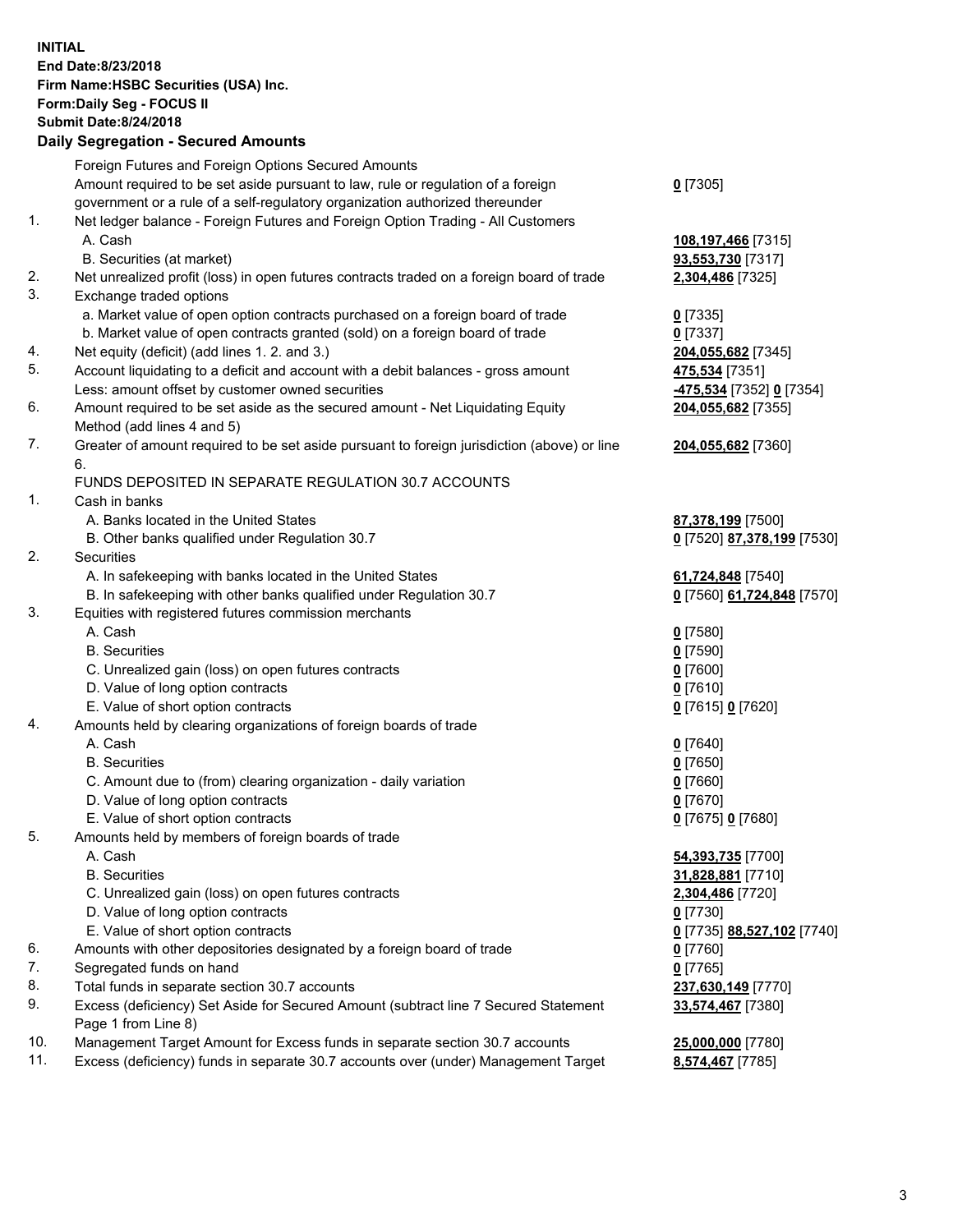**INITIAL**
**End Date:8/23/2018**
**Firm Name:HSBC Securities (USA) Inc.**
**Form:Daily Seg - FOCUS II**
**Submit Date:8/24/2018**

## Daily Segregation - Secured Amounts

| | | |
|---|---|---|
| | Foreign Futures and Foreign Options Secured Amounts | |
| | Amount required to be set aside pursuant to law, rule or regulation of a foreign government or a rule of a self-regulatory organization authorized thereunder | **0** [7305] |
| 1. | Net ledger balance - Foreign Futures and Foreign Option Trading - All Customers | |
| | A. Cash | **108,197,466** [7315] |
| | B. Securities (at market) | **93,553,730** [7317] |
| 2. | Net unrealized profit (loss) in open futures contracts traded on a foreign board of trade | **2,304,486** [7325] |
| 3. | Exchange traded options | |
| | a. Market value of open option contracts purchased on a foreign board of trade | **0** [7335] |
| | b. Market value of open contracts granted (sold) on a foreign board of trade | **0** [7337] |
| 4. | Net equity (deficit) (add lines 1. 2. and 3.) | **204,055,682** [7345] |
| 5. | Account liquidating to a deficit and account with a debit balances - gross amount | **475,534** [7351] |
| | Less: amount offset by customer owned securities | **-475,534** [7352] **0** [7354] |
| 6. | Amount required to be set aside as the secured amount - Net Liquidating Equity Method (add lines 4 and 5) | **204,055,682** [7355] |
| 7. | Greater of amount required to be set aside pursuant to foreign jurisdiction (above) or line 6. | **204,055,682** [7360] |
| | FUNDS DEPOSITED IN SEPARATE REGULATION 30.7 ACCOUNTS | |
| 1. | Cash in banks | |
| | A. Banks located in the United States | **87,378,199** [7500] |
| | B. Other banks qualified under Regulation 30.7 | **0** [7520] **87,378,199** [7530] |
| 2. | Securities | |
| | A. In safekeeping with banks located in the United States | **61,724,848** [7540] |
| | B. In safekeeping with other banks qualified under Regulation 30.7 | **0** [7560] **61,724,848** [7570] |
| 3. | Equities with registered futures commission merchants | |
| | A. Cash | **0** [7580] |
| | B. Securities | **0** [7590] |
| | C. Unrealized gain (loss) on open futures contracts | **0** [7600] |
| | D. Value of long option contracts | **0** [7610] |
| | E. Value of short option contracts | **0** [7615] **0** [7620] |
| 4. | Amounts held by clearing organizations of foreign boards of trade | |
| | A. Cash | **0** [7640] |
| | B. Securities | **0** [7650] |
| | C. Amount due to (from) clearing organization - daily variation | **0** [7660] |
| | D. Value of long option contracts | **0** [7670] |
| | E. Value of short option contracts | **0** [7675] **0** [7680] |
| 5. | Amounts held by members of foreign boards of trade | |
| | A. Cash | **54,393,735** [7700] |
| | B. Securities | **31,828,881** [7710] |
| | C. Unrealized gain (loss) on open futures contracts | **2,304,486** [7720] |
| | D. Value of long option contracts | **0** [7730] |
| | E. Value of short option contracts | **0** [7735] **88,527,102** [7740] |
| 6. | Amounts with other depositories designated by a foreign board of trade | **0** [7760] |
| 7. | Segregated funds on hand | **0** [7765] |
| 8. | Total funds in separate section 30.7 accounts | **237,630,149** [7770] |
| 9. | Excess (deficiency) Set Aside for Secured Amount (subtract line 7 Secured Statement Page 1 from Line 8) | **33,574,467** [7380] |
| 10. | Management Target Amount for Excess funds in separate section 30.7 accounts | **25,000,000** [7780] |
| 11. | Excess (deficiency) funds in separate 30.7 accounts over (under) Management Target | **8,574,467** [7785] |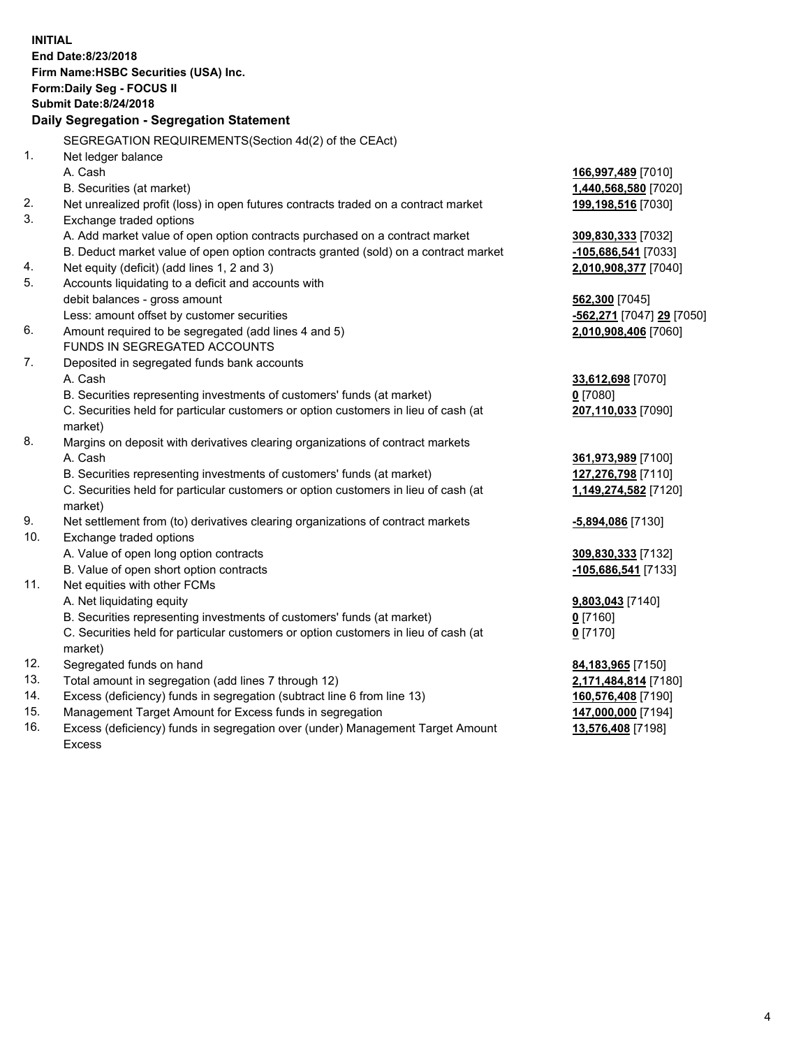**INITIAL**
**End Date:8/23/2018**
**Firm Name:HSBC Securities (USA) Inc.**
**Form:Daily Seg - FOCUS II**
**Submit Date:8/24/2018**

**Daily Segregation - Segregation Statement**

| | | |
|---|---|---|
| | SEGREGATION REQUIREMENTS(Section 4d(2) of the CEAct) | |
| 1. | Net ledger balance | |
| | A. Cash | **166,997,489** [7010] |
| | B. Securities (at market) | **1,440,568,580** [7020] |
| 2. | Net unrealized profit (loss) in open futures contracts traded on a contract market | **199,198,516** [7030] |
| 3. | Exchange traded options | |
| | A. Add market value of open option contracts purchased on a contract market | **309,830,333** [7032] |
| | B. Deduct market value of open option contracts granted (sold) on a contract market | **-105,686,541** [7033] |
| 4. | Net equity (deficit) (add lines 1, 2 and 3) | **2,010,908,377** [7040] |
| 5. | Accounts liquidating to a deficit and accounts with debit balances - gross amount | **562,300** [7045] |
| | Less: amount offset by customer securities | **-562,271** [7047] **29** [7050] |
| 6. | Amount required to be segregated (add lines 4 and 5) | **2,010,908,406** [7060] |
| | FUNDS IN SEGREGATED ACCOUNTS | |
| 7. | Deposited in segregated funds bank accounts | |
| | A. Cash | **33,612,698** [7070] |
| | B. Securities representing investments of customers' funds (at market) | **0** [7080] |
| | C. Securities held for particular customers or option customers in lieu of cash (at market) | **207,110,033** [7090] |
| 8. | Margins on deposit with derivatives clearing organizations of contract markets | |
| | A. Cash | **361,973,989** [7100] |
| | B. Securities representing investments of customers' funds (at market) | **127,276,798** [7110] |
| | C. Securities held for particular customers or option customers in lieu of cash (at market) | **1,149,274,582** [7120] |
| 9. | Net settlement from (to) derivatives clearing organizations of contract markets | **-5,894,086** [7130] |
| 10. | Exchange traded options | |
| | A. Value of open long option contracts | **309,830,333** [7132] |
| | B. Value of open short option contracts | **-105,686,541** [7133] |
| 11. | Net equities with other FCMs | |
| | A. Net liquidating equity | **9,803,043** [7140] |
| | B. Securities representing investments of customers' funds (at market) | **0** [7160] |
| | C. Securities held for particular customers or option customers in lieu of cash (at market) | **0** [7170] |
| 12. | Segregated funds on hand | **84,183,965** [7150] |
| 13. | Total amount in segregation (add lines 7 through 12) | **2,171,484,814** [7180] |
| 14. | Excess (deficiency) funds in segregation (subtract line 6 from line 13) | **160,576,408** [7190] |
| 15. | Management Target Amount for Excess funds in segregation | **147,000,000** [7194] |
| 16. | Excess (deficiency) funds in segregation over (under) Management Target Amount Excess | **13,576,408** [7198] |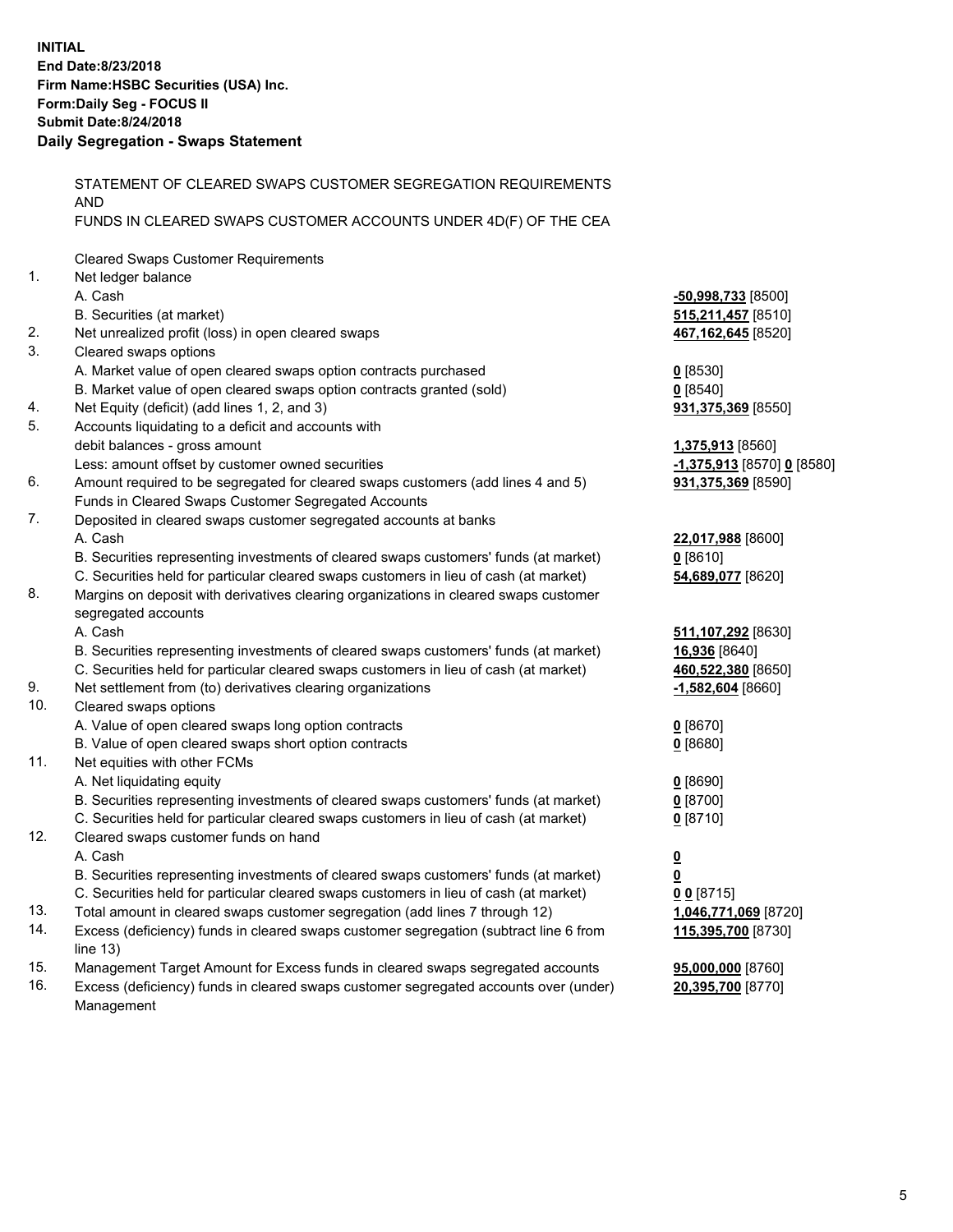**INITIAL**
**End Date:8/23/2018**
**Firm Name:HSBC Securities (USA) Inc.**
**Form:Daily Seg - FOCUS II**
**Submit Date:8/24/2018**
**Daily Segregation - Swaps Statement**

STATEMENT OF CLEARED SWAPS CUSTOMER SEGREGATION REQUIREMENTS AND FUNDS IN CLEARED SWAPS CUSTOMER ACCOUNTS UNDER 4D(F) OF THE CEA

| | | |
|---|---|---|
| | Cleared Swaps Customer Requirements | |
| 1. | Net ledger balance | |
| | A. Cash | **-50,998,733** [8500] |
| | B. Securities (at market) | **515,211,457** [8510] |
| 2. | Net unrealized profit (loss) in open cleared swaps | **467,162,645** [8520] |
| 3. | Cleared swaps options | |
| | A. Market value of open cleared swaps option contracts purchased | **0** [8530] |
| | B. Market value of open cleared swaps option contracts granted (sold) | **0** [8540] |
| 4. | Net Equity (deficit) (add lines 1, 2, and 3) | **931,375,369** [8550] |
| 5. | Accounts liquidating to a deficit and accounts with debit balances - gross amount | **1,375,913** [8560] |
| | Less: amount offset by customer owned securities | **-1,375,913** [8570] **0** [8580] |
| 6. | Amount required to be segregated for cleared swaps customers (add lines 4 and 5) | **931,375,369** [8590] |
| | Funds in Cleared Swaps Customer Segregated Accounts | |
| 7. | Deposited in cleared swaps customer segregated accounts at banks | |
| | A. Cash | **22,017,988** [8600] |
| | B. Securities representing investments of cleared swaps customers' funds (at market) | **0** [8610] |
| | C. Securities held for particular cleared swaps customers in lieu of cash (at market) | **54,689,077** [8620] |
| 8. | Margins on deposit with derivatives clearing organizations in cleared swaps customer segregated accounts | |
| | A. Cash | **511,107,292** [8630] |
| | B. Securities representing investments of cleared swaps customers' funds (at market) | **16,936** [8640] |
| | C. Securities held for particular cleared swaps customers in lieu of cash (at market) | **460,522,380** [8650] |
| 9. | Net settlement from (to) derivatives clearing organizations | **-1,582,604** [8660] |
| 10. | Cleared swaps options | |
| | A. Value of open cleared swaps long option contracts | **0** [8670] |
| | B. Value of open cleared swaps short option contracts | **0** [8680] |
| 11. | Net equities with other FCMs | |
| | A. Net liquidating equity | **0** [8690] |
| | B. Securities representing investments of cleared swaps customers' funds (at market) | **0** [8700] |
| | C. Securities held for particular cleared swaps customers in lieu of cash (at market) | **0** [8710] |
| 12. | Cleared swaps customer funds on hand | |
| | A. Cash | **0** |
| | B. Securities representing investments of cleared swaps customers' funds (at market) | **0** |
| | C. Securities held for particular cleared swaps customers in lieu of cash (at market) | **0** **0** [8715] |
| 13. | Total amount in cleared swaps customer segregation (add lines 7 through 12) | **1,046,771,069** [8720] |
| 14. | Excess (deficiency) funds in cleared swaps customer segregation (subtract line 6 from line 13) | **115,395,700** [8730] |
| 15. | Management Target Amount for Excess funds in cleared swaps segregated accounts | **95,000,000** [8760] |
| 16. | Excess (deficiency) funds in cleared swaps customer segregated accounts over (under) Management | **20,395,700** [8770] |